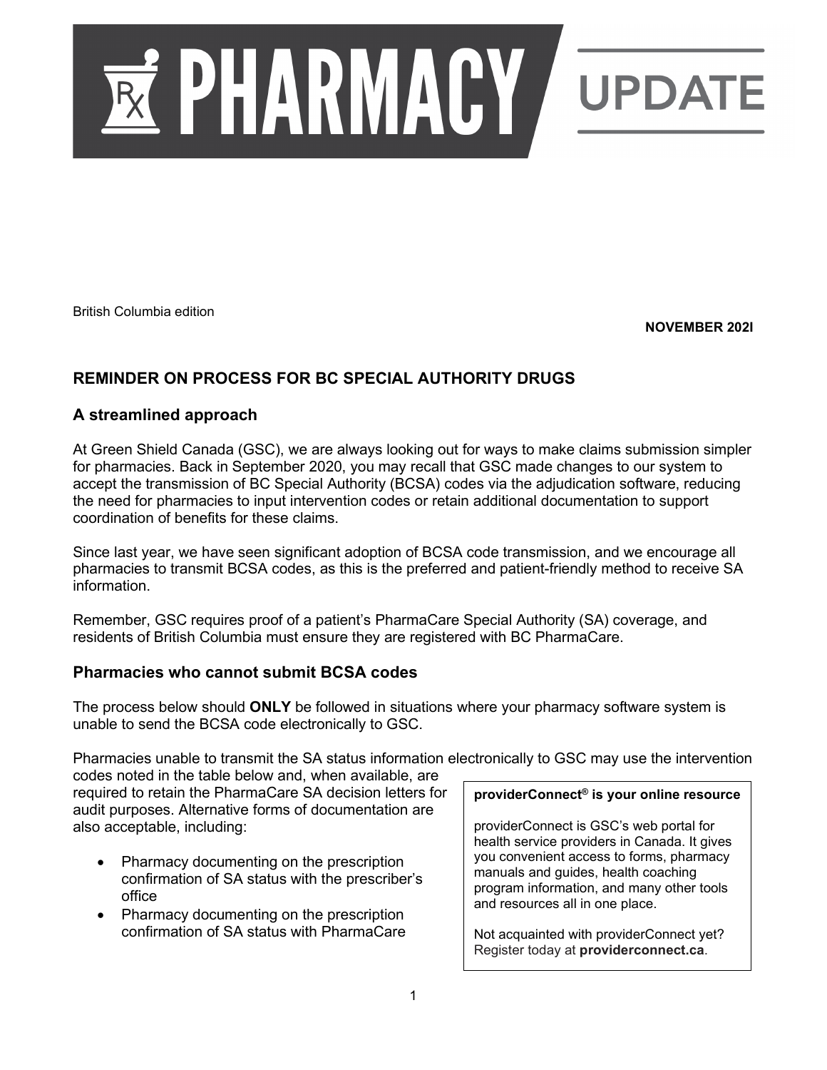# PHARMACY UPDATE

British Columbia edition

**NOVEMBER 202I**

## REMINDER ON PROCESS FOR BC SPECIAL AUTHORITY DRUGS

### A streamlined approach

At Green Shield Canada (GSC), we are always looking out for ways to make claims submission simpler for pharmacies. Back in September 2020, you may recall that GSC made changes to our system to accept the transmission of BC Special Authority (BCSA) codes via the adjudication software, reducing the need for pharmacies to input intervention codes or retain additional documentation to support coordination of benefits for these claims.

Since last year, we have seen significant adoption of BCSA code transmission, and we encourage all pharmacies to transmit BCSA codes, as this is the preferred and patient-friendly method to receive SA information.

Remember, GSC requires proof of a patient's PharmaCare Special Authority (SA) coverage, and residents of British Columbia must ensure they are registered with BC PharmaCare.

### Pharmacies who cannot submit BCSA codes

The process below should **ONLY** be followed in situations where your pharmacy software system is unable to send the BCSA code electronically to GSC.

Pharmacies unable to transmit the SA status information electronically to GSC may use the intervention codes noted in the table below and, when available, are required to retain the PharmaCare SA decision letters for audit purposes. Alternative forms of documentation are also acceptable, including:

- Pharmacy documenting on the prescription confirmation of SA status with the prescriber's office
- Pharmacy documenting on the prescription confirmation of SA status with PharmaCare

**providerConnect® is your online resource**

providerConnect is GSC's web portal for health service providers in Canada. It gives you convenient access to forms, pharmacy manuals and guides, health coaching program information, and many other tools and resources all in one place.

Not acquainted with providerConnect yet? Register today at **providerconnect.ca**.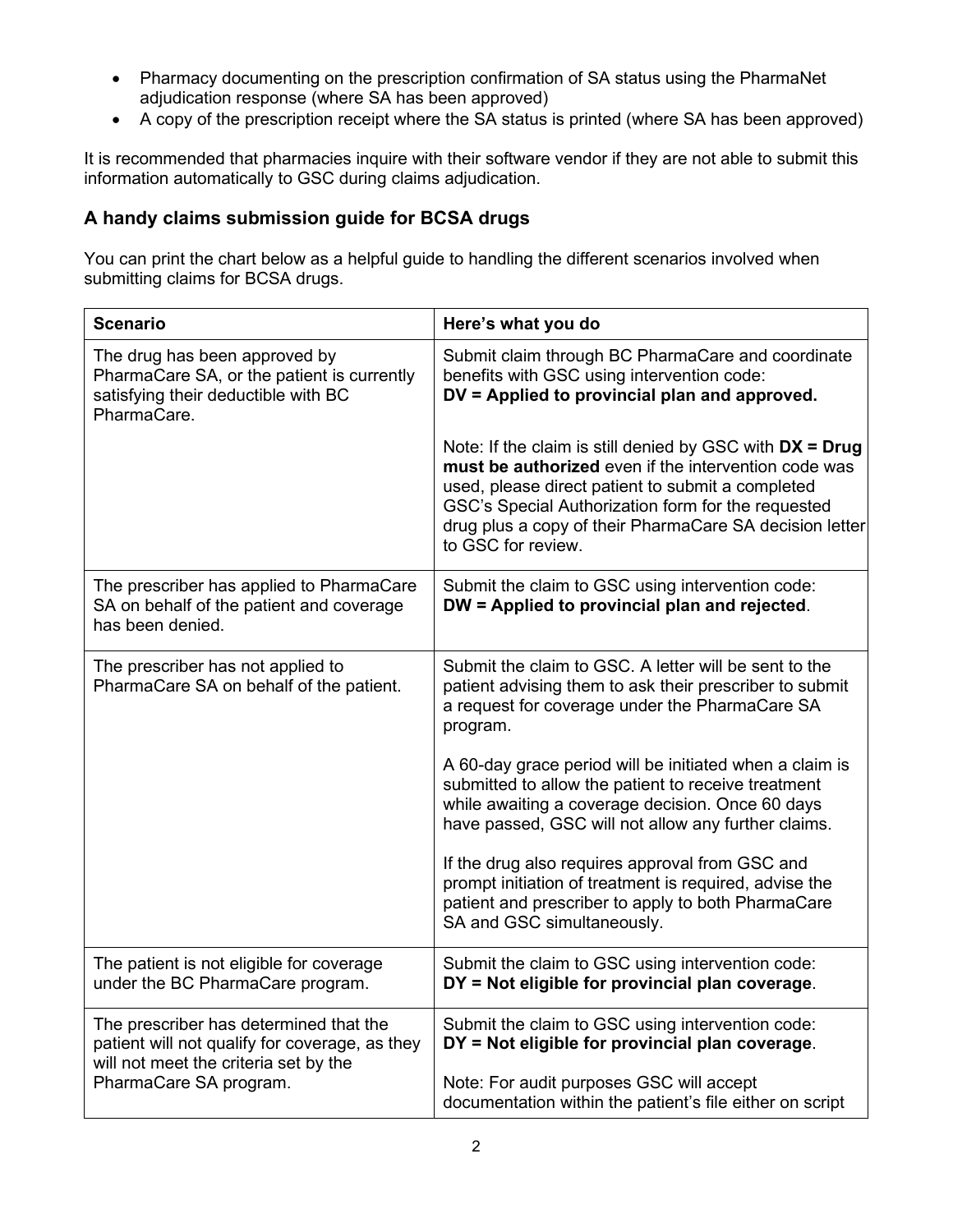- Pharmacy documenting on the prescription confirmation of SA status using the PharmaNet adjudication response (where SA has been approved)
- A copy of the prescription receipt where the SA status is printed (where SA has been approved)

It is recommended that pharmacies inquire with their software vendor if they are not able to submit this information automatically to GSC during claims adjudication.

### A handy claims submission guide for BCSA drugs

You can print the chart below as a helpful guide to handling the different scenarios involved when submitting claims for BCSA drugs.

| Scenario | Here's what you do |
|---|---|
| The drug has been approved by PharmaCare SA, or the patient is currently satisfying their deductible with BC PharmaCare. | Submit claim through BC PharmaCare and coordinate benefits with GSC using intervention code: **DV = Applied to provincial plan and approved.**<br><br>Note: If the claim is still denied by GSC with **DX = Drug must be authorized** even if the intervention code was used, please direct patient to submit a completed GSC's Special Authorization form for the requested drug plus a copy of their PharmaCare SA decision letter to GSC for review. |
| The prescriber has applied to PharmaCare SA on behalf of the patient and coverage has been denied. | Submit the claim to GSC using intervention code: **DW = Applied to provincial plan and rejected**. |
| The prescriber has not applied to PharmaCare SA on behalf of the patient. | Submit the claim to GSC. A letter will be sent to the patient advising them to ask their prescriber to submit a request for coverage under the PharmaCare SA program.<br><br>A 60-day grace period will be initiated when a claim is submitted to allow the patient to receive treatment while awaiting a coverage decision. Once 60 days have passed, GSC will not allow any further claims.<br><br>If the drug also requires approval from GSC and prompt initiation of treatment is required, advise the patient and prescriber to apply to both PharmaCare SA and GSC simultaneously. |
| The patient is not eligible for coverage under the BC PharmaCare program. | Submit the claim to GSC using intervention code: **DY = Not eligible for provincial plan coverage**. |
| The prescriber has determined that the patient will not qualify for coverage, as they will not meet the criteria set by the PharmaCare SA program. | Submit the claim to GSC using intervention code: **DY = Not eligible for provincial plan coverage**.<br><br>Note: For audit purposes GSC will accept documentation within the patient's file either on script |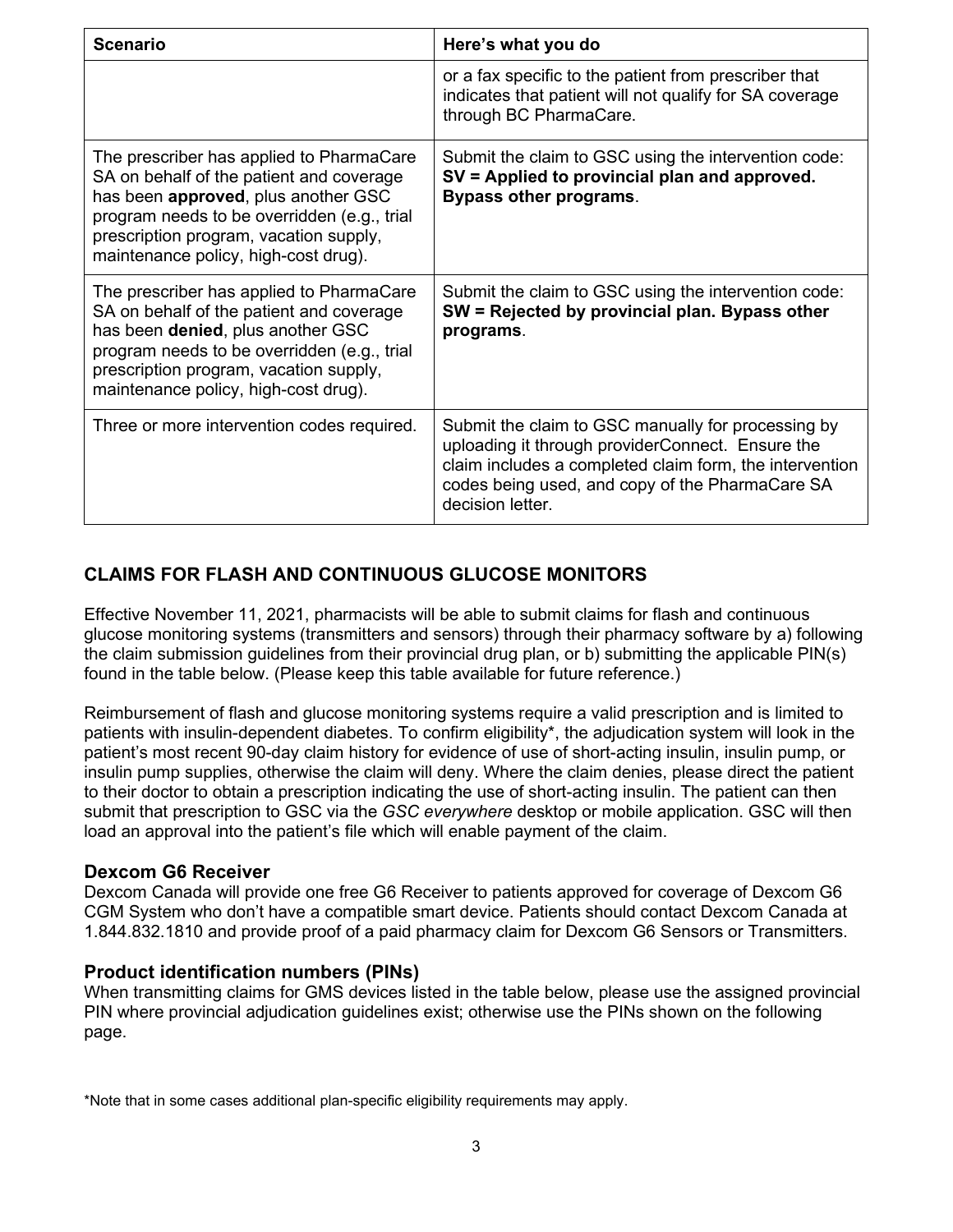| Scenario | Here's what you do |
|---|---|
| | or a fax specific to the patient from prescriber that indicates that patient will not qualify for SA coverage through BC PharmaCare. |
| The prescriber has applied to PharmaCare SA on behalf of the patient and coverage has been **approved**, plus another GSC program needs to be overridden (e.g., trial prescription program, vacation supply, maintenance policy, high-cost drug). | Submit the claim to GSC using the intervention code: **SV = Applied to provincial plan and approved. Bypass other programs**. |
| The prescriber has applied to PharmaCare SA on behalf of the patient and coverage has been **denied**, plus another GSC program needs to be overridden (e.g., trial prescription program, vacation supply, maintenance policy, high-cost drug). | Submit the claim to GSC using the intervention code: **SW = Rejected by provincial plan. Bypass other programs**. |
| Three or more intervention codes required. | Submit the claim to GSC manually for processing by uploading it through providerConnect. Ensure the claim includes a completed claim form, the intervention codes being used, and copy of the PharmaCare SA decision letter. |

## CLAIMS FOR FLASH AND CONTINUOUS GLUCOSE MONITORS

Effective November 11, 2021, pharmacists will be able to submit claims for flash and continuous glucose monitoring systems (transmitters and sensors) through their pharmacy software by a) following the claim submission guidelines from their provincial drug plan, or b) submitting the applicable PIN(s) found in the table below. (Please keep this table available for future reference.)

Reimbursement of flash and glucose monitoring systems require a valid prescription and is limited to patients with insulin-dependent diabetes. To confirm eligibility*, the adjudication system will look in the patient's most recent 90-day claim history for evidence of use of short-acting insulin, insulin pump, or insulin pump supplies, otherwise the claim will deny. Where the claim denies, please direct the patient to their doctor to obtain a prescription indicating the use of short-acting insulin. The patient can then submit that prescription to GSC via the *GSC everywhere* desktop or mobile application. GSC will then load an approval into the patient's file which will enable payment of the claim.

### Dexcom G6 Receiver

Dexcom Canada will provide one free G6 Receiver to patients approved for coverage of Dexcom G6 CGM System who don't have a compatible smart device. Patients should contact Dexcom Canada at 1.844.832.1810 and provide proof of a paid pharmacy claim for Dexcom G6 Sensors or Transmitters.

### Product identification numbers (PINs)

When transmitting claims for GMS devices listed in the table below, please use the assigned provincial PIN where provincial adjudication guidelines exist; otherwise use the PINs shown on the following page.

*Note that in some cases additional plan-specific eligibility requirements may apply.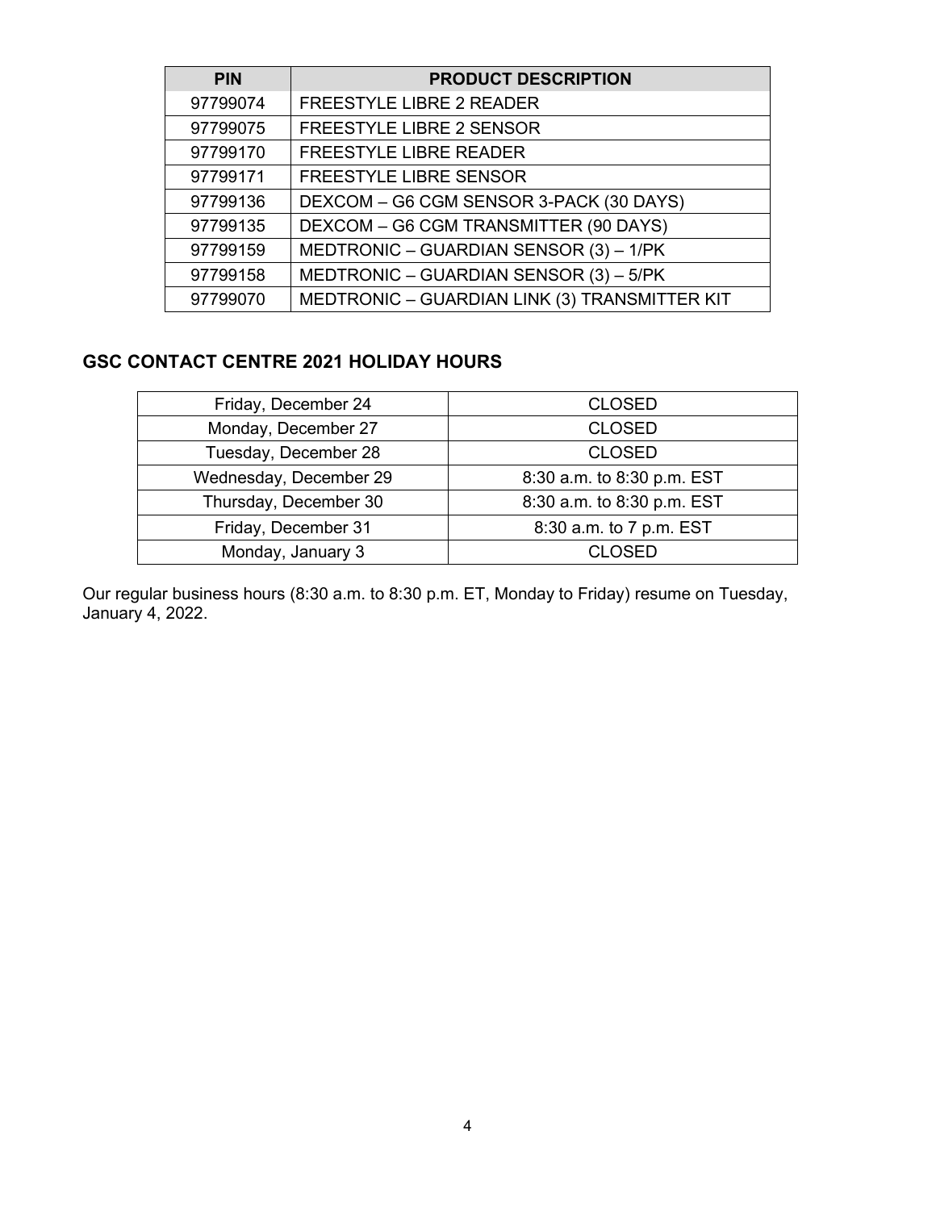| PIN | PRODUCT DESCRIPTION |
| --- | --- |
| 97799074 | FREESTYLE LIBRE 2 READER |
| 97799075 | FREESTYLE LIBRE 2 SENSOR |
| 97799170 | FREESTYLE LIBRE READER |
| 97799171 | FREESTYLE LIBRE SENSOR |
| 97799136 | DEXCOM – G6 CGM SENSOR 3-PACK (30 DAYS) |
| 97799135 | DEXCOM – G6 CGM TRANSMITTER (90 DAYS) |
| 97799159 | MEDTRONIC – GUARDIAN SENSOR (3) – 1/PK |
| 97799158 | MEDTRONIC – GUARDIAN SENSOR (3) – 5/PK |
| 97799070 | MEDTRONIC – GUARDIAN LINK (3) TRANSMITTER KIT |

## GSC CONTACT CENTRE 2021 HOLIDAY HOURS

| | |
| --- | --- |
| Friday, December 24 | CLOSED |
| Monday, December 27 | CLOSED |
| Tuesday, December 28 | CLOSED |
| Wednesday, December 29 | 8:30 a.m. to 8:30 p.m. EST |
| Thursday, December 30 | 8:30 a.m. to 8:30 p.m. EST |
| Friday, December 31 | 8:30 a.m. to 7 p.m. EST |
| Monday, January 3 | CLOSED |

Our regular business hours (8:30 a.m. to 8:30 p.m. ET, Monday to Friday) resume on Tuesday, January 4, 2022.